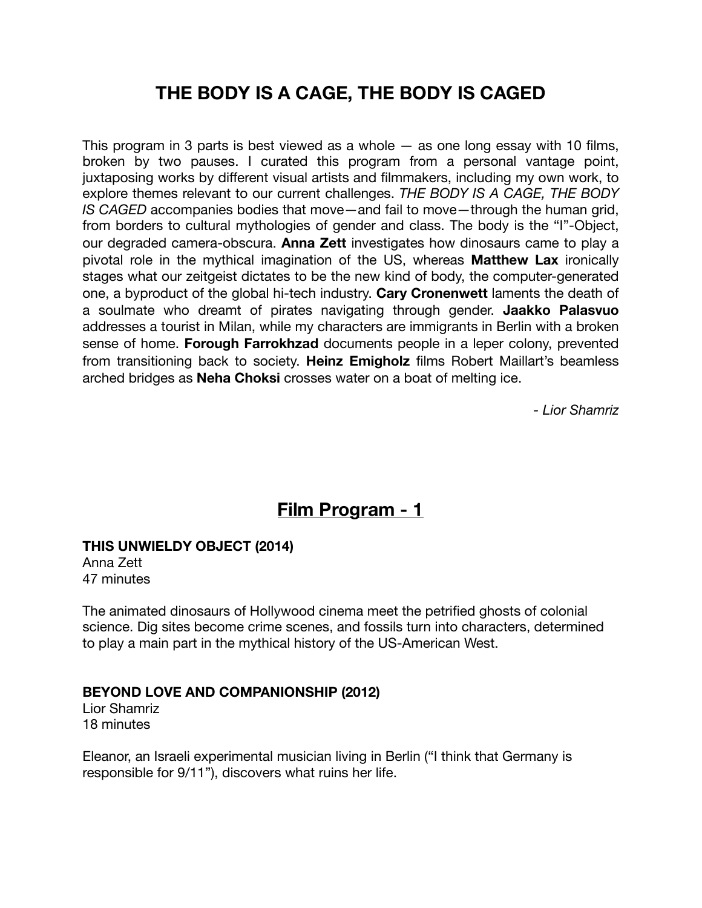# THE BODY IS A CAGE, THE BODY IS CAGED

This program in 3 parts is best viewed as a whole — as one long essay with 10 films, broken by two pauses. I curated this program from a personal vantage point, juxtaposing works by different visual artists and filmmakers, including my own work, to explore themes relevant to our current challenges. *THE BODY IS A CAGE, THE BODY IS CAGED* accompanies bodies that move—and fail to move—through the human grid, from borders to cultural mythologies of gender and class. The body is the "I"-Object, our degraded camera-obscura. **Anna Zett** investigates how dinosaurs came to play a pivotal role in the mythical imagination of the US, whereas **Matthew Lax** ironically stages what our zeitgeist dictates to be the new kind of body, the computer-generated one, a byproduct of the global hi-tech industry. **Cary Cronenwett** laments the death of a soulmate who dreamt of pirates navigating through gender. **Jaakko Palasvuo** addresses a tourist in Milan, while my characters are immigrants in Berlin with a broken sense of home. **Forough Farrokhzad** documents people in a leper colony, prevented from transitioning back to society. **Heinz Emigholz** films Robert Maillart's beamless arched bridges as **Neha Choksi** crosses water on a boat of melting ice.

*- Lior Shamriz*

## Film Program - 1

**THIS UNWIELDY OBJECT (2014)**
Anna Zett
47 minutes

The animated dinosaurs of Hollywood cinema meet the petrified ghosts of colonial science. Dig sites become crime scenes, and fossils turn into characters, determined to play a main part in the mythical history of the US-American West.

**BEYOND LOVE AND COMPANIONSHIP (2012)**
Lior Shamriz
18 minutes

Eleanor, an Israeli experimental musician living in Berlin ("I think that Germany is responsible for 9/11"), discovers what ruins her life.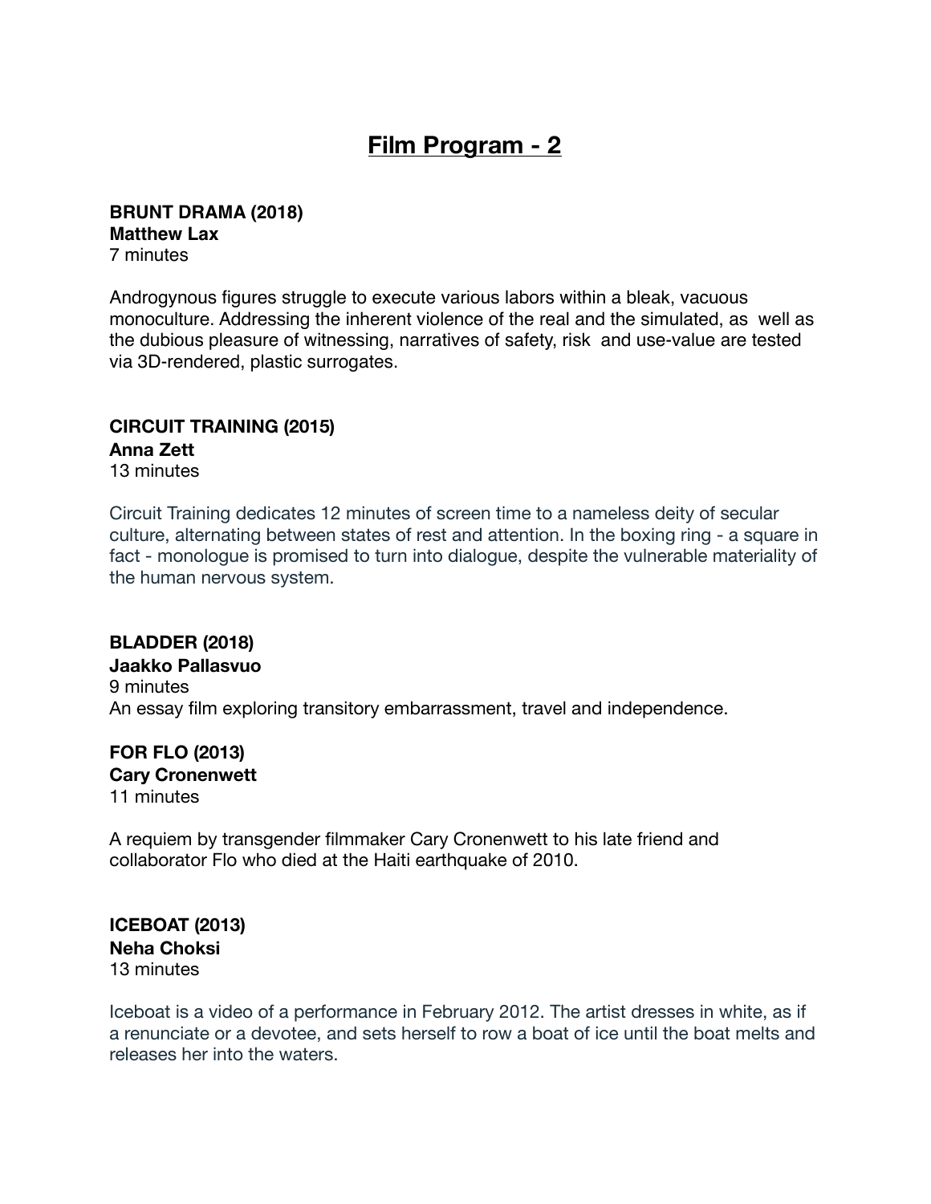# Film Program - 2

**BRUNT DRAMA (2018)**
**Matthew Lax**
7 minutes

Androgynous figures struggle to execute various labors within a bleak, vacuous monoculture. Addressing the inherent violence of the real and the simulated, as well as the dubious pleasure of witnessing, narratives of safety, risk and use-value are tested via 3D-rendered, plastic surrogates.

**CIRCUIT TRAINING (2015)**
**Anna Zett**
13 minutes

Circuit Training dedicates 12 minutes of screen time to a nameless deity of secular culture, alternating between states of rest and attention. In the boxing ring - a square in fact - monologue is promised to turn into dialogue, despite the vulnerable materiality of the human nervous system.

**BLADDER (2018)**
**Jaakko Pallasvuo**
9 minutes
An essay film exploring transitory embarrassment, travel and independence.

**FOR FLO (2013)**
**Cary Cronenwett**
11 minutes

A requiem by transgender filmmaker Cary Cronenwett to his late friend and collaborator Flo who died at the Haiti earthquake of 2010.

**ICEBOAT (2013)**
**Neha Choksi**
13 minutes

Iceboat is a video of a performance in February 2012. The artist dresses in white, as if a renunciate or a devotee, and sets herself to row a boat of ice until the boat melts and releases her into the waters.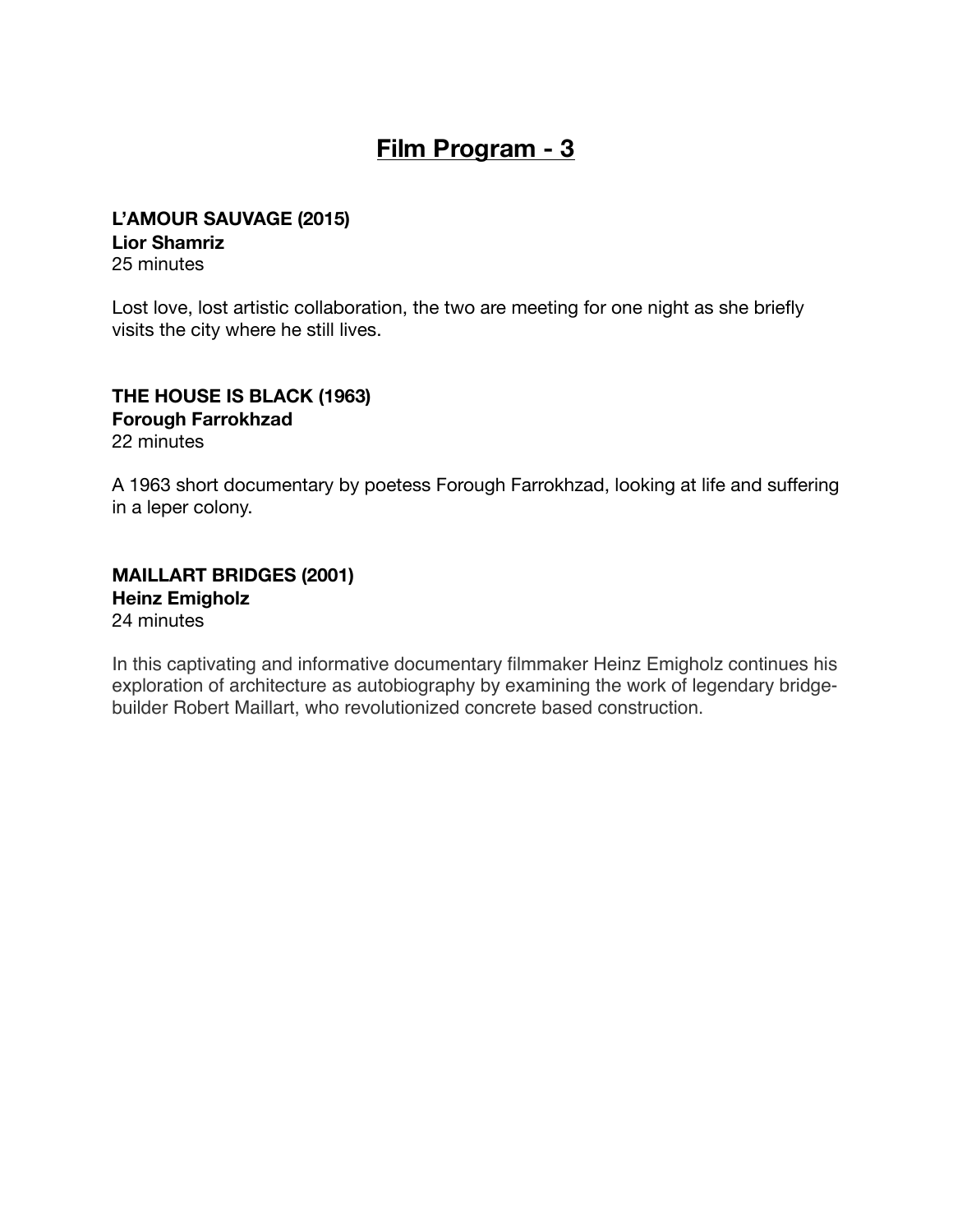# Film Program - 3

**L'AMOUR SAUVAGE (2015)**
**Lior Shamriz**
25 minutes

Lost love, lost artistic collaboration, the two are meeting for one night as she briefly visits the city where he still lives.

**THE HOUSE IS BLACK (1963)**
**Forough Farrokhzad**
22 minutes

A 1963 short documentary by poetess Forough Farrokhzad, looking at life and suffering in a leper colony.

**MAILLART BRIDGES (2001)**
**Heinz Emigholz**
24 minutes

In this captivating and informative documentary filmmaker Heinz Emigholz continues his exploration of architecture as autobiography by examining the work of legendary bridge-builder Robert Maillart, who revolutionized concrete based construction.